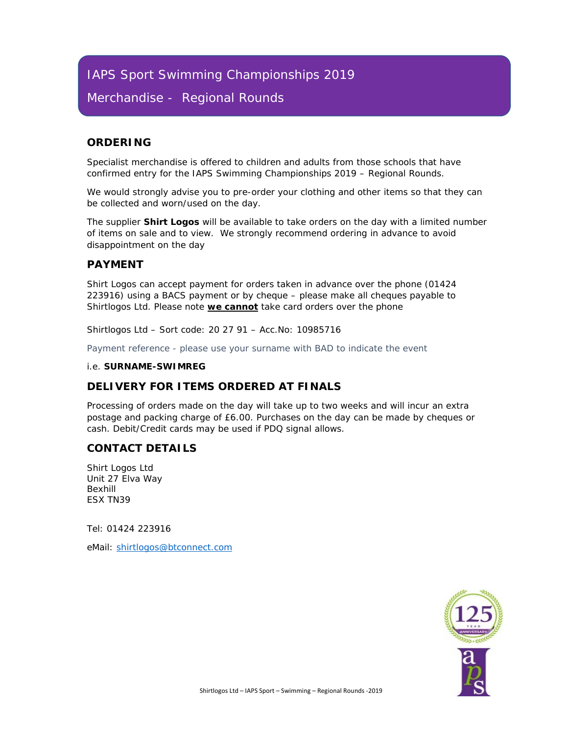# IAPS Sport Swimming Championships 2019

## Merchandise - Regional Rounds

### ORDERING

Specialist merchandise is offered to children and adults from those schools that have confirmed entry for the IAPS Swimming Championships 2019 – Regional Rounds.

We would strongly advise you to pre-order your clothing and other items so that they can be collected and worn/used on the day.

The supplier **Shirt Logos** will be available to take orders on the day with a limited number of items on sale and to view. We strongly recommend ordering in advance to avoid disappointment on the day

### PAYMENT

Shirt Logos can accept payment for orders taken in advance over the phone (01424 223916) using a BACS payment or by cheque – please make all cheques payable to Shirtlogos Ltd. Please note **we cannot** take card orders over the phone

Shirtlogos Ltd – Sort code: 20 27 91 – Acc.No: 10985716

Payment reference - please use your surname with BAD to indicate the event

i.e. **SURNAME-SWIMREG**

### DELIVERY FOR ITEMS ORDERED AT FINALS

Processing of orders made on the day will take up to two weeks and will incur an extra postage and packing charge of £6.00. Purchases on the day can be made by cheques or cash. Debit/Credit cards may be used if PDQ signal allows.

### CONTACT DETAILS

Shirt Logos Ltd
Unit 27 Elva Way
Bexhill
ESX TN39

Tel: 01424 223916

eMail: shirtlogos@btconnect.com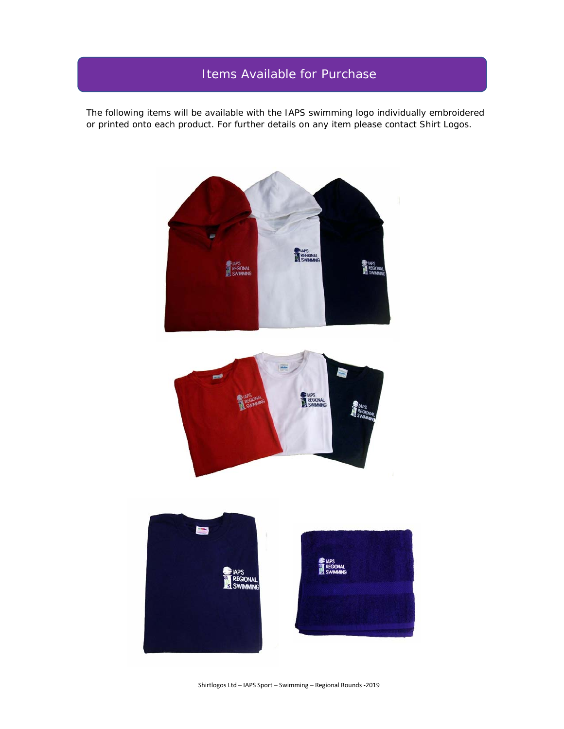# Items Available for Purchase

The following items will be available with the IAPS swimming logo individually embroidered or printed onto each product. For further details on any item please contact Shirt Logos.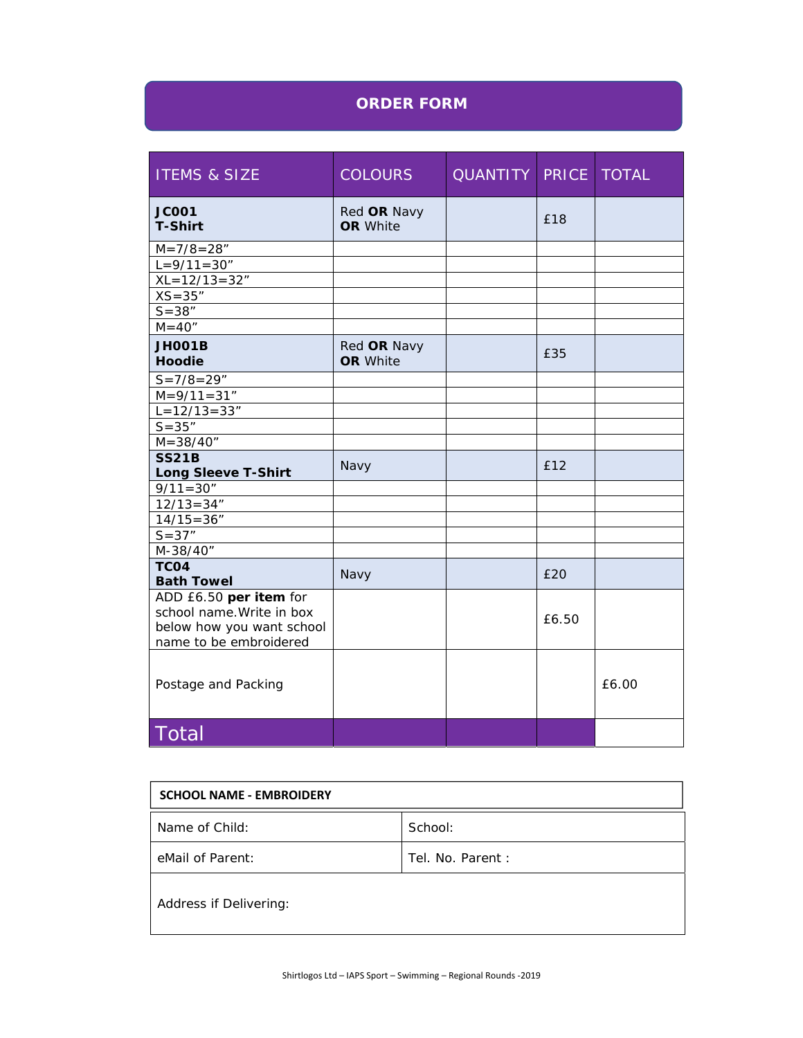## ORDER FORM

| ITEMS & SIZE | COLOURS | QUANTITY | PRICE | TOTAL |
|---|---|---|---|---|
| **JC001** **T-Shirt** | Red **OR** Navy **OR** White | | £18 | |
| M=7/8=28” | | | | |
| L=9/11=30” | | | | |
| XL=12/13=32” | | | | |
| XS=35” | | | | |
| S=38” | | | | |
| M=40” | | | | |
| **JH001B** **Hoodie** | Red **OR** Navy **OR** White | | £35 | |
| S=7/8=29” | | | | |
| M=9/11=31” | | | | |
| L=12/13=33” | | | | |
| S=35” | | | | |
| M=38/40” | | | | |
| **SS21B** **Long Sleeve T-Shirt** | Navy | | £12 | |
| 9/11=30” | | | | |
| 12/13=34” | | | | |
| 14/15=36” | | | | |
| S=37” | | | | |
| M-38/40” | | | | |
| **TC04** **Bath Towel** | Navy | | £20 | |
| ADD £6.50 **per item** for school name.Write in box below how you want school name to be embroidered | | | £6.50 | |
| Postage and Packing | | | | £6.00 |
| Total | | | | |

| SCHOOL NAME - EMBROIDERY | |
|---|---|
| Name of Child: | School: |
| eMail of Parent: | Tel. No. Parent : |
| Address if Delivering: | |

Shirtlogos Ltd – IAPS Sport – Swimming – Regional Rounds -2019